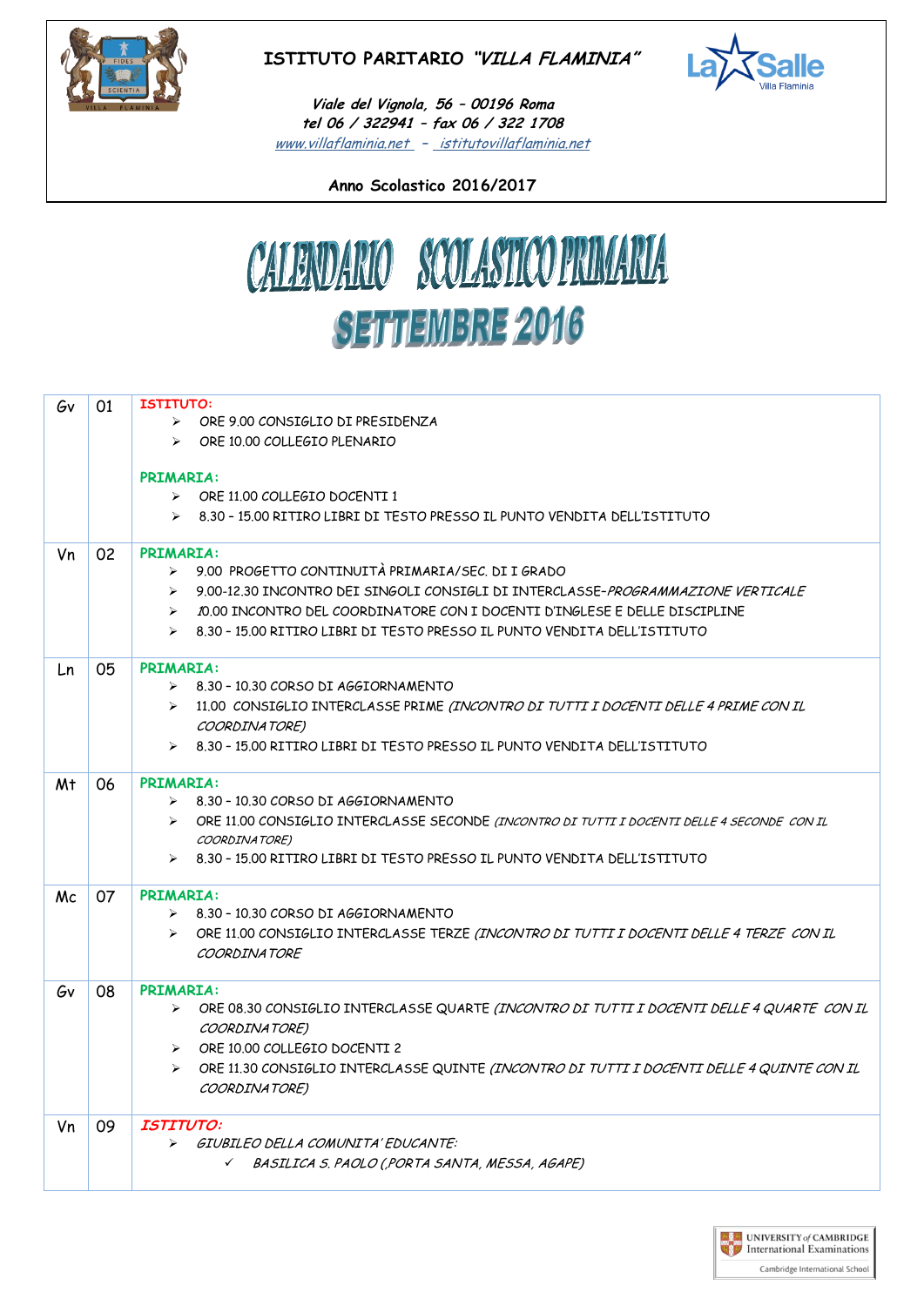# ISTITUTO PARITARIO *"VILLA FLAMINIA"*

*Viale del Vignola, 56 – 00196 Roma*
*tel 06 / 322941 – fax 06 / 322 1708*
*www.villaflaminia.net – istitutovillaflaminia.net*

**Anno Scolastico 2016/2017**

# CALENDARIO SCOLASTICO PRIMARIA
## SETTEMBRE 2016

| | | |
|---|---|---|
| Gv | 01 | **ISTITUTO:**<br>➢ ORE 9.00 CONSIGLIO DI PRESIDENZA<br>➢ ORE 10.00 COLLEGIO PLENARIO<br><br>**PRIMARIA:**<br>➢ ORE 11.00 COLLEGIO DOCENTI 1<br>➢ 8.30 – 15.00 RITIRO LIBRI DI TESTO PRESSO IL PUNTO VENDITA DELL'ISTITUTO |
| Vn | 02 | **PRIMARIA:**<br>➢ 9.00 PROGETTO CONTINUITÀ PRIMARIA/SEC. DI I GRADO<br>➢ 9.00-12.30 INCONTRO DEI SINGOLI CONSIGLI DI INTERCLASSE–*PROGRAMMAZIONE VERTICALE*<br>➢ 10.00 INCONTRO DEL COORDINATORE CON I DOCENTI D'INGLESE E DELLE DISCIPLINE<br>➢ 8.30 – 15.00 RITIRO LIBRI DI TESTO PRESSO IL PUNTO VENDITA DELL'ISTITUTO |
| Ln | 05 | **PRIMARIA:**<br>➢ 8.30 – 10.30 CORSO DI AGGIORNAMENTO<br>➢ 11.00 CONSIGLIO INTERCLASSE PRIME *(INCONTRO DI TUTTI I DOCENTI DELLE 4 PRIME CON IL COORDINATORE)*<br>➢ 8.30 – 15.00 RITIRO LIBRI DI TESTO PRESSO IL PUNTO VENDITA DELL'ISTITUTO |
| Mt | 06 | **PRIMARIA:**<br>➢ 8.30 – 10.30 CORSO DI AGGIORNAMENTO<br>➢ ORE 11.00 CONSIGLIO INTERCLASSE SECONDE *(INCONTRO DI TUTTI I DOCENTI DELLE 4 SECONDE CON IL COORDINATORE)*<br>➢ 8.30 – 15.00 RITIRO LIBRI DI TESTO PRESSO IL PUNTO VENDITA DELL'ISTITUTO |
| Mc | 07 | **PRIMARIA:**<br>➢ 8.30 – 10.30 CORSO DI AGGIORNAMENTO<br>➢ ORE 11.00 CONSIGLIO INTERCLASSE TERZE *(INCONTRO DI TUTTI I DOCENTI DELLE 4 TERZE CON IL COORDINATORE* |
| Gv | 08 | **PRIMARIA:**<br>➢ ORE 08.30 CONSIGLIO INTERCLASSE QUARTE *(INCONTRO DI TUTTI I DOCENTI DELLE 4 QUARTE CON IL COORDINATORE)*<br>➢ ORE 10.00 COLLEGIO DOCENTI 2<br>➢ ORE 11.30 CONSIGLIO INTERCLASSE QUINTE *(INCONTRO DI TUTTI I DOCENTI DELLE 4 QUINTE CON IL COORDINATORE)* |
| Vn | 09 | ***ISTITUTO:***<br>➢ *GIUBILEO DELLA COMUNITA' EDUCANTE:*<br>✓ *BASILICA S. PAOLO (,PORTA SANTA, MESSA, AGAPE)* |

UNIVERSITY of CAMBRIDGE International Examinations
Cambridge International School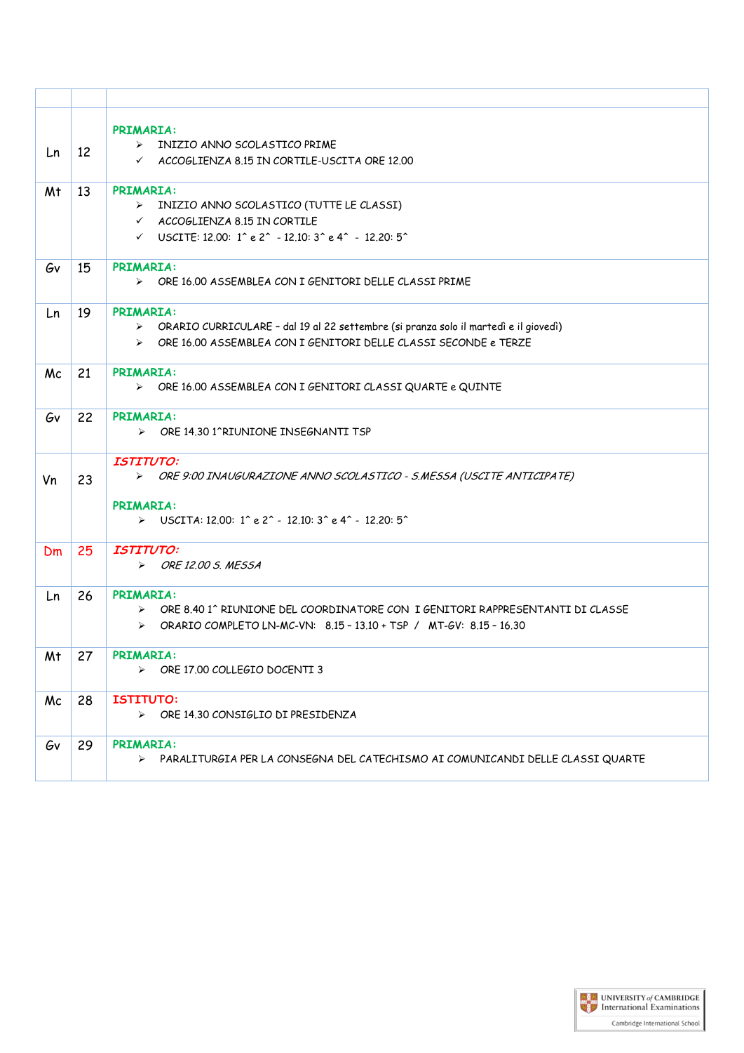| | | |
|---|---|---|
| Ln | 12 | **PRIMARIA:**<br>➢ INIZIO ANNO SCOLASTICO PRIME<br>✓ ACCOGLIENZA 8.15 IN CORTILE-USCITA ORE 12.00 |
| Mt | 13 | **PRIMARIA:**<br>➢ INIZIO ANNO SCOLASTICO (TUTTE LE CLASSI)<br>✓ ACCOGLIENZA 8.15 IN CORTILE<br>✓ USCITE: 12.00: 1^ e 2^ - 12.10: 3^ e 4^ - 12.20: 5^ |
| Gv | 15 | **PRIMARIA:**<br>➢ ORE 16.00 ASSEMBLEA CON I GENITORI DELLE CLASSI PRIME |
| Ln | 19 | **PRIMARIA:**<br>➢ ORARIO CURRICULARE – dal 19 al 22 settembre (si pranza solo il martedì e il giovedì)<br>➢ ORE 16.00 ASSEMBLEA CON I GENITORI DELLE CLASSI SECONDE e TERZE |
| Mc | 21 | **PRIMARIA:**<br>➢ ORE 16.00 ASSEMBLEA CON I GENITORI CLASSI QUARTE e QUINTE |
| Gv | 22 | **PRIMARIA:**<br>➢ ORE 14.30 1^RIUNIONE INSEGNANTI TSP |
| Vn | 23 | ***ISTITUTO:***<br>➢ *ORE 9:00 INAUGURAZIONE ANNO SCOLASTICO - S.MESSA (USCITE ANTICIPATE)*<br><br>**PRIMARIA:**<br>➢ USCITA: 12.00: 1^ e 2^ - 12.10: 3^ e 4^ - 12.20: 5^ |
| Dm | 25 | ***ISTITUTO:***<br>➢ *ORE 12.00 S. MESSA* |
| Ln | 26 | **PRIMARIA:**<br>➢ ORE 8.40 1^ RIUNIONE DEL COORDINATORE CON I GENITORI RAPPRESENTANTI DI CLASSE<br>➢ ORARIO COMPLETO LN-MC-VN: 8.15 – 13.10 + TSP / MT-GV: 8.15 – 16.30 |
| Mt | 27 | **PRIMARIA:**<br>➢ ORE 17.00 COLLEGIO DOCENTI 3 |
| Mc | 28 | **ISTITUTO:**<br>➢ ORE 14.30 CONSIGLIO DI PRESIDENZA |
| Gv | 29 | **PRIMARIA:**<br>➢ PARALITURGIA PER LA CONSEGNA DEL CATECHISMO AI COMUNICANDI DELLE CLASSI QUARTE |

UNIVERSITY of CAMBRIDGE International Examinations

Cambridge International School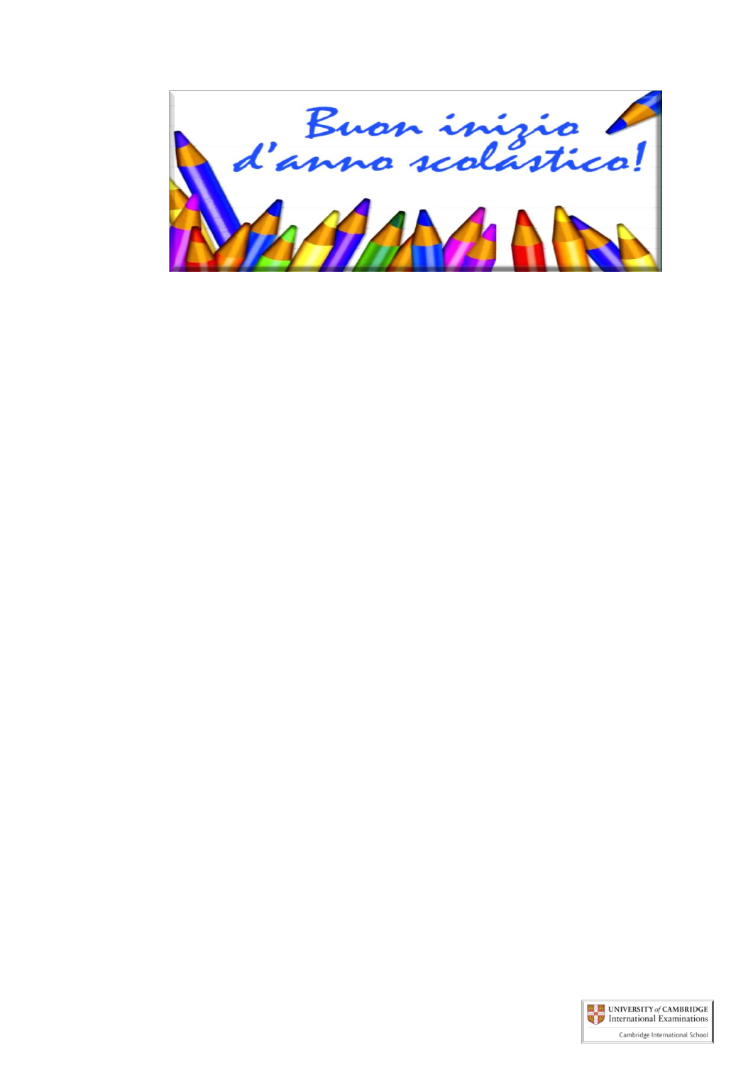Buon inizio d'anno scolastico!